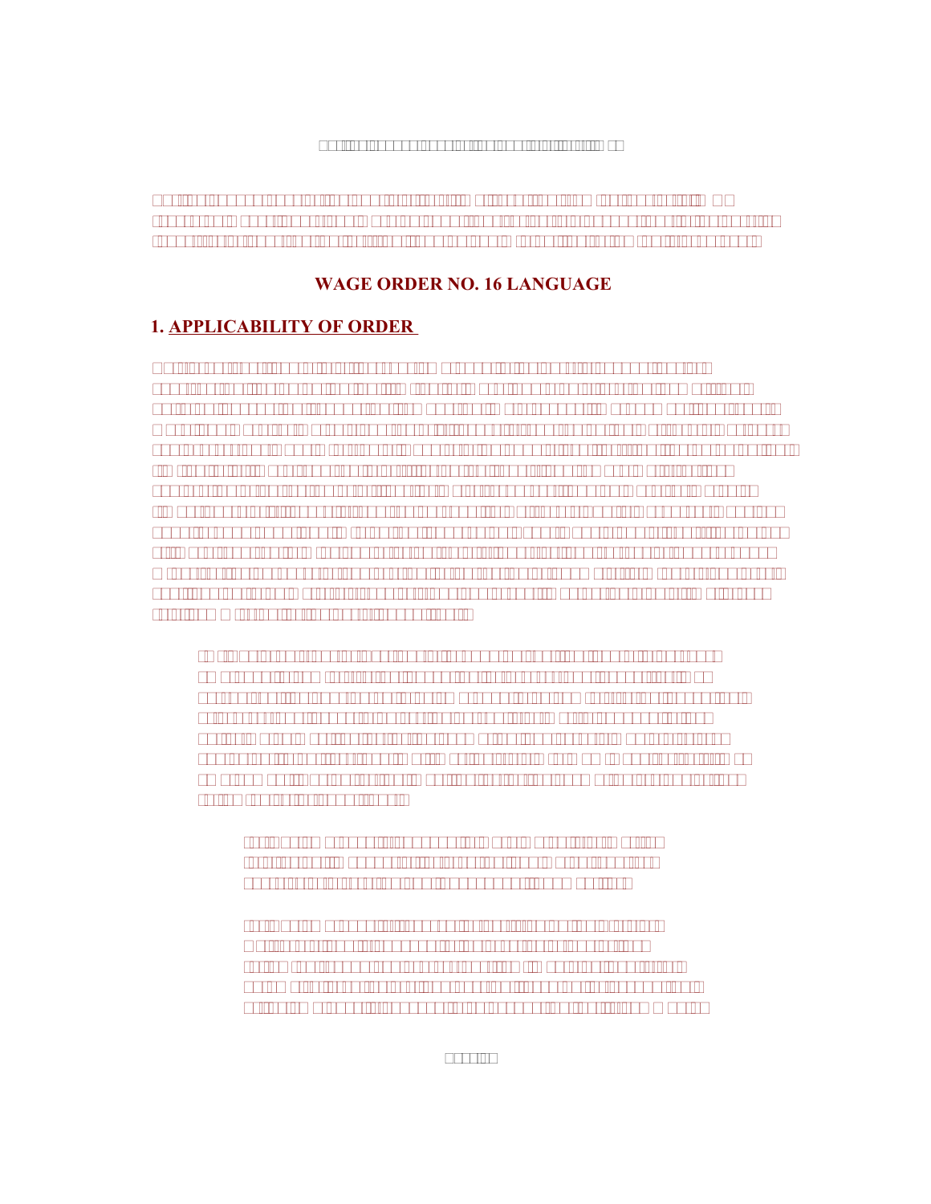## WAGE ORDER NO. 16 LANGUAGE

### 1. APPLICABILITY OF ORDER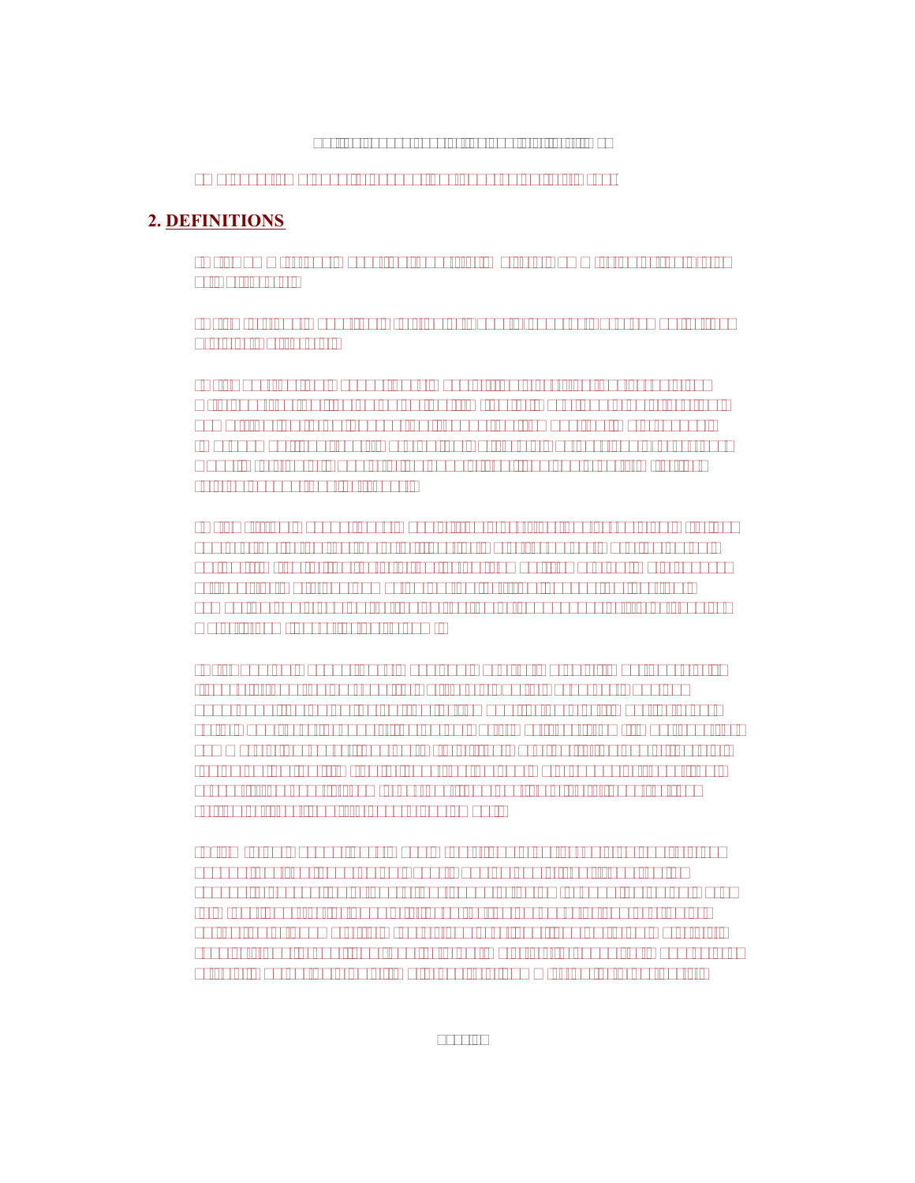## 2. DEFINITIONS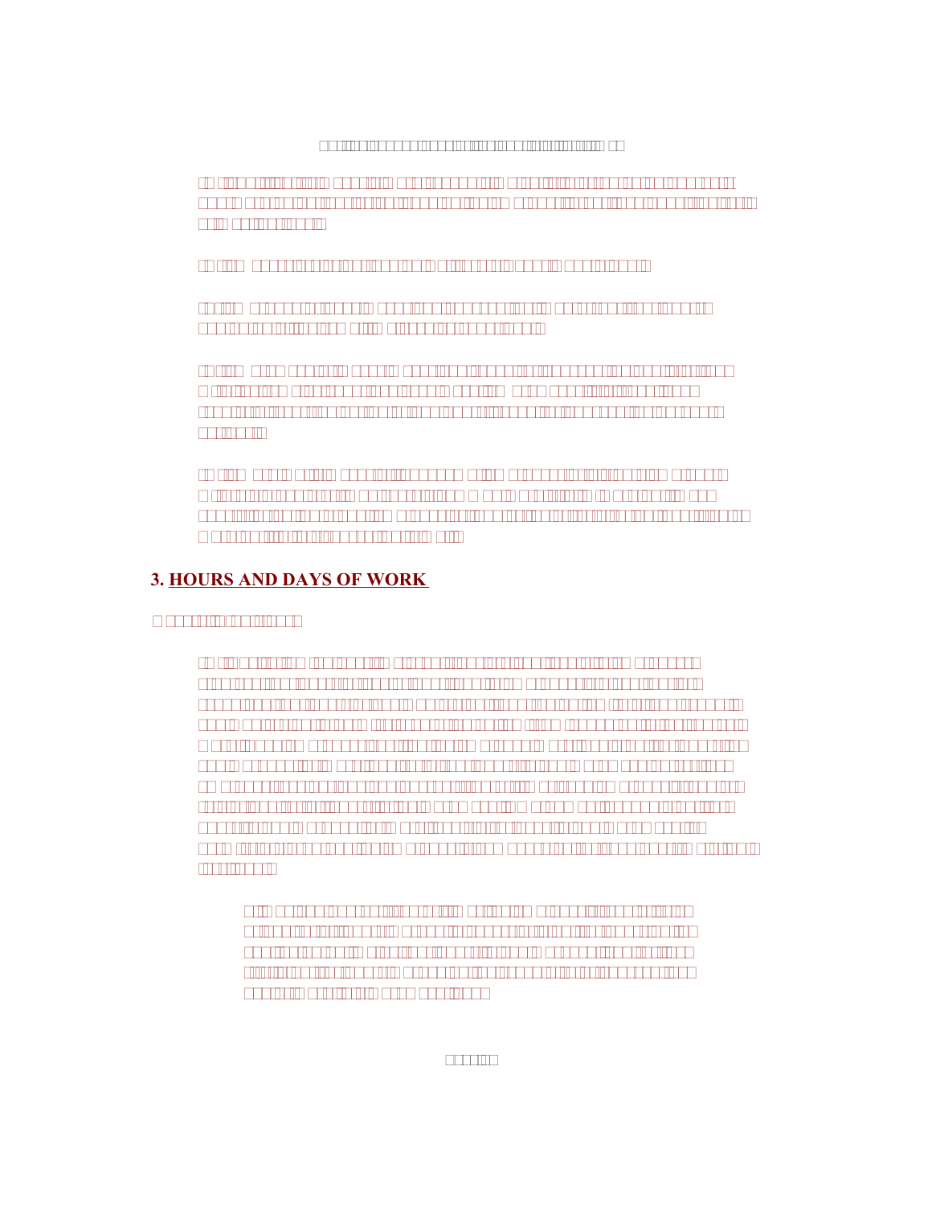# 3. HOURS AND DAYS OF WORK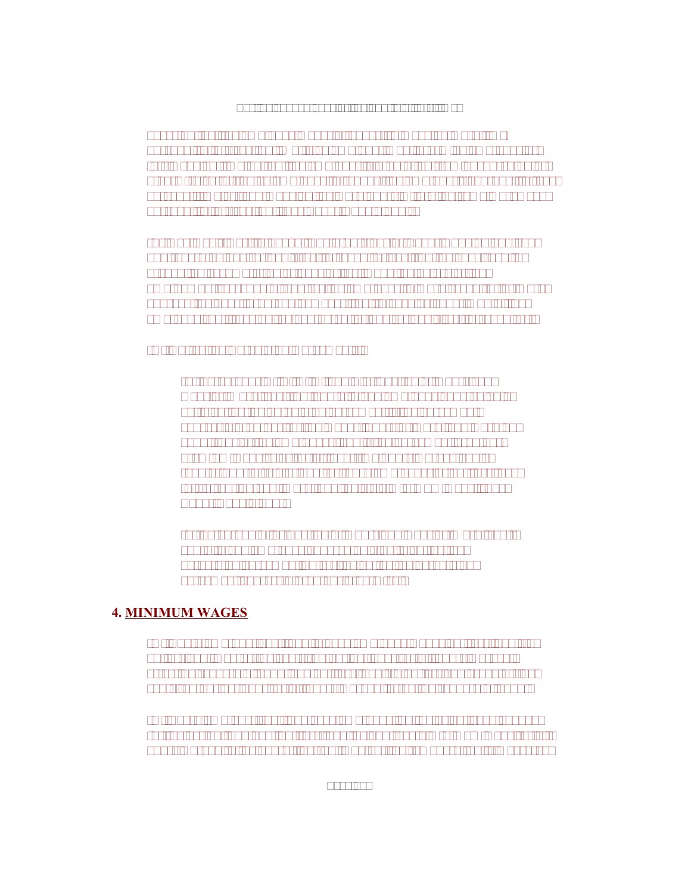## 4. MINIMUM WAGES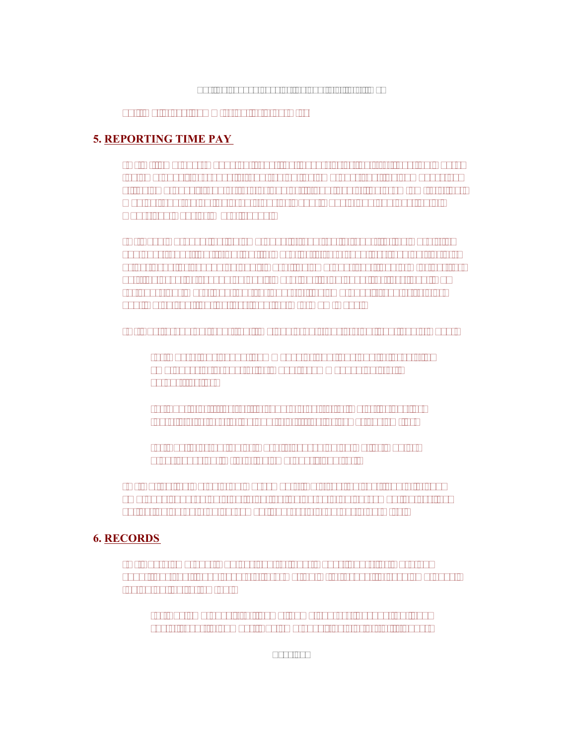## 5. REPORTING TIME PAY

## 6. RECORDS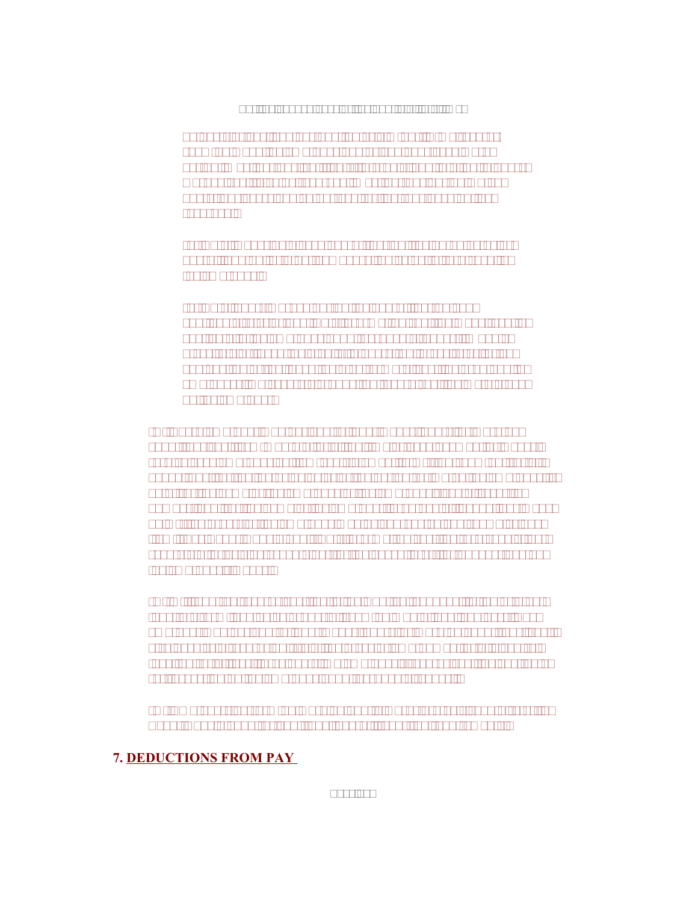## 7. DEDUCTIONS FROM PAY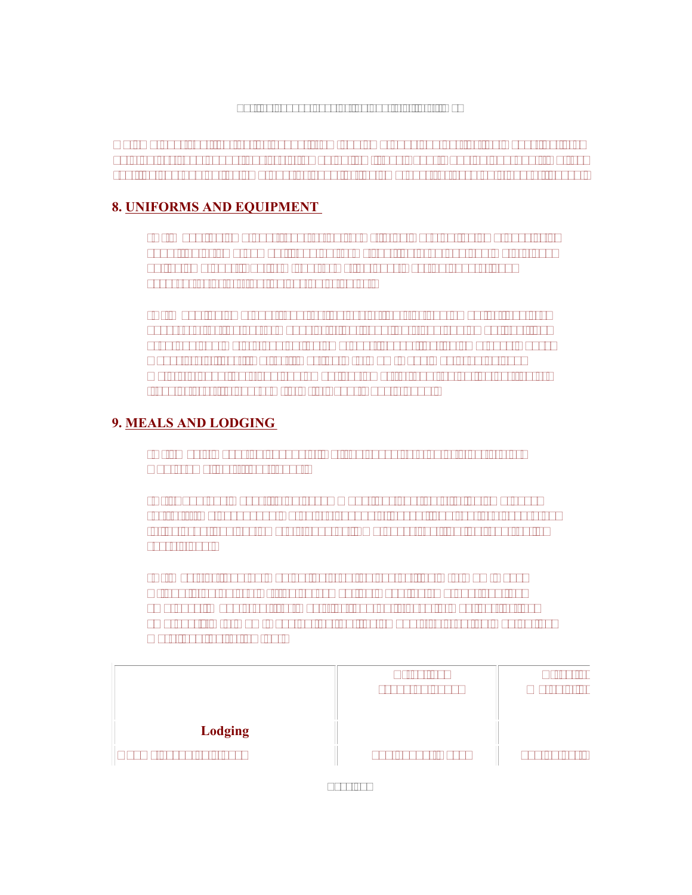## 8. UNIFORMS AND EQUIPMENT

## 9. MEALS AND LODGING

| | | |
|---|---|---|
| **Lodging** | | |
| | | |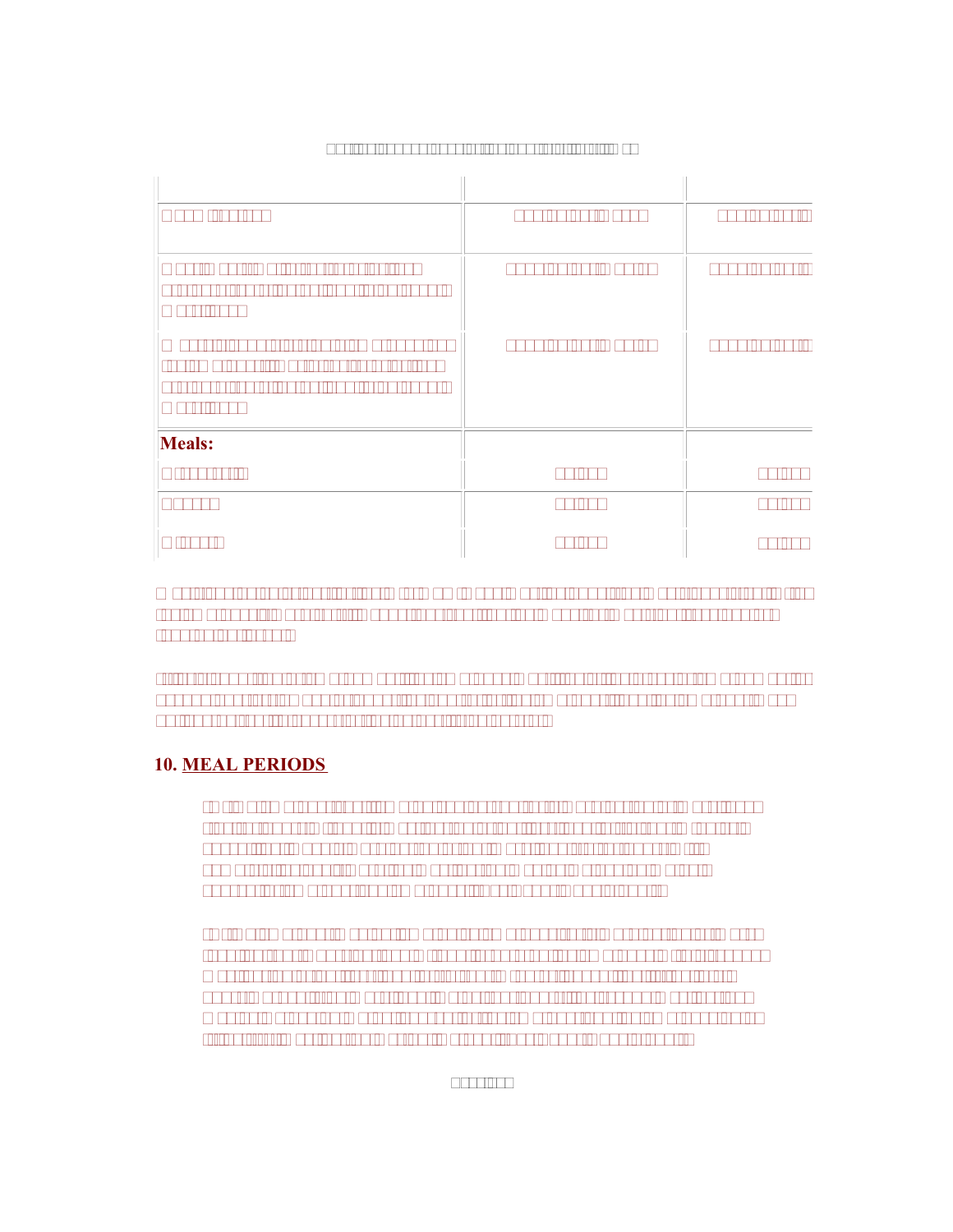**Meals:**

## 10. MEAL PERIODS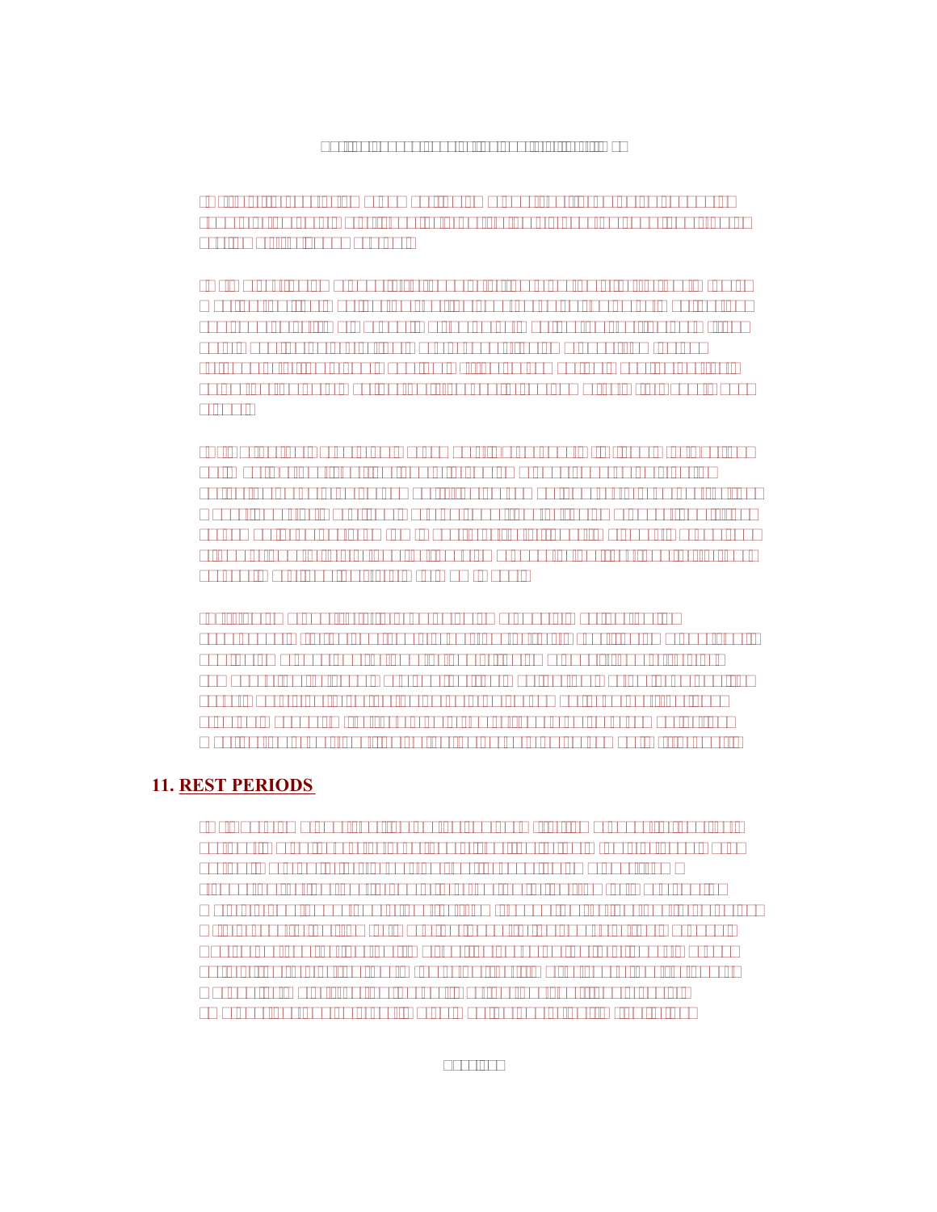## 11. REST PERIODS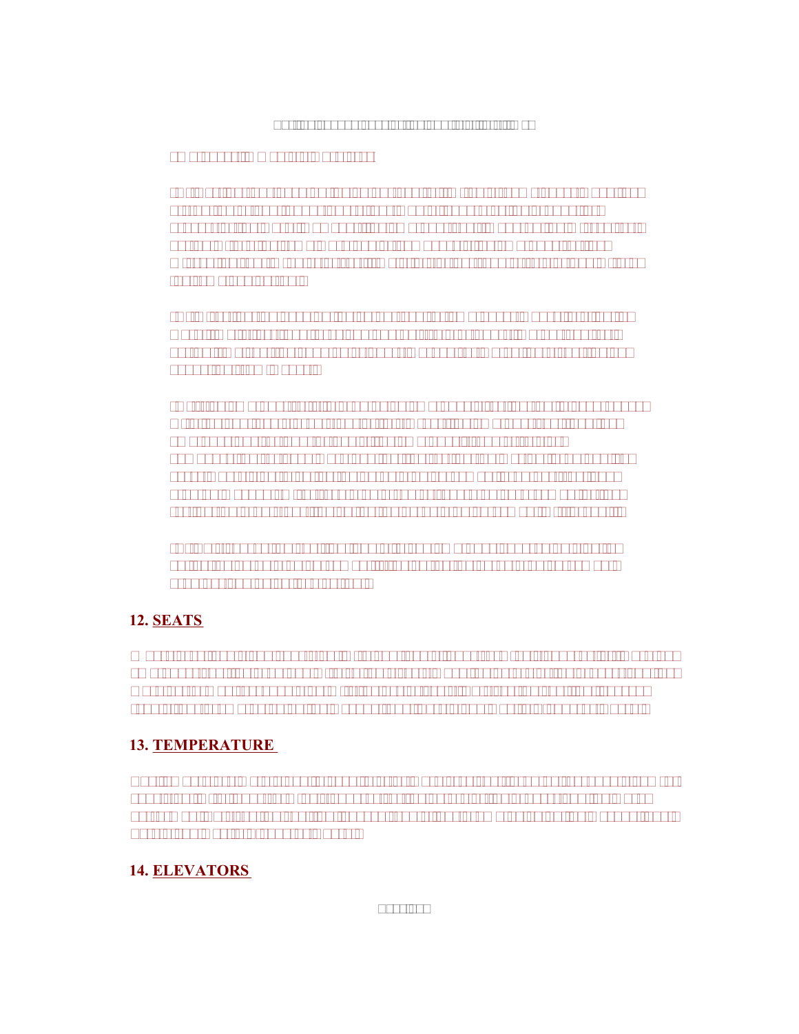## 12. SEATS

## 13. TEMPERATURE

## 14. ELEVATORS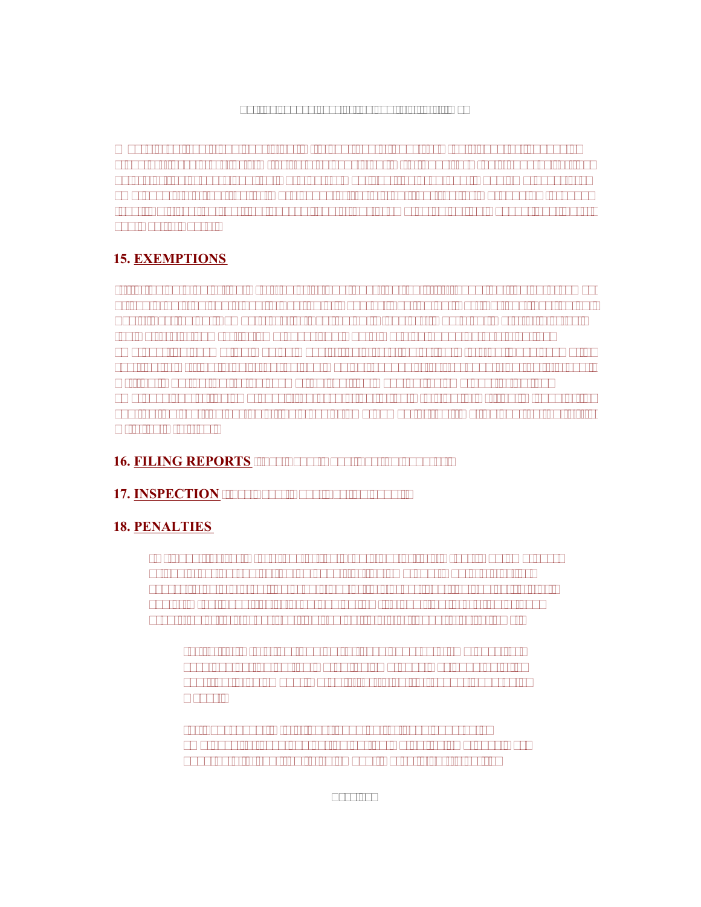## 15. EXEMPTIONS

## 16. FILING REPORTS

## 17. INSPECTION

## 18. PENALTIES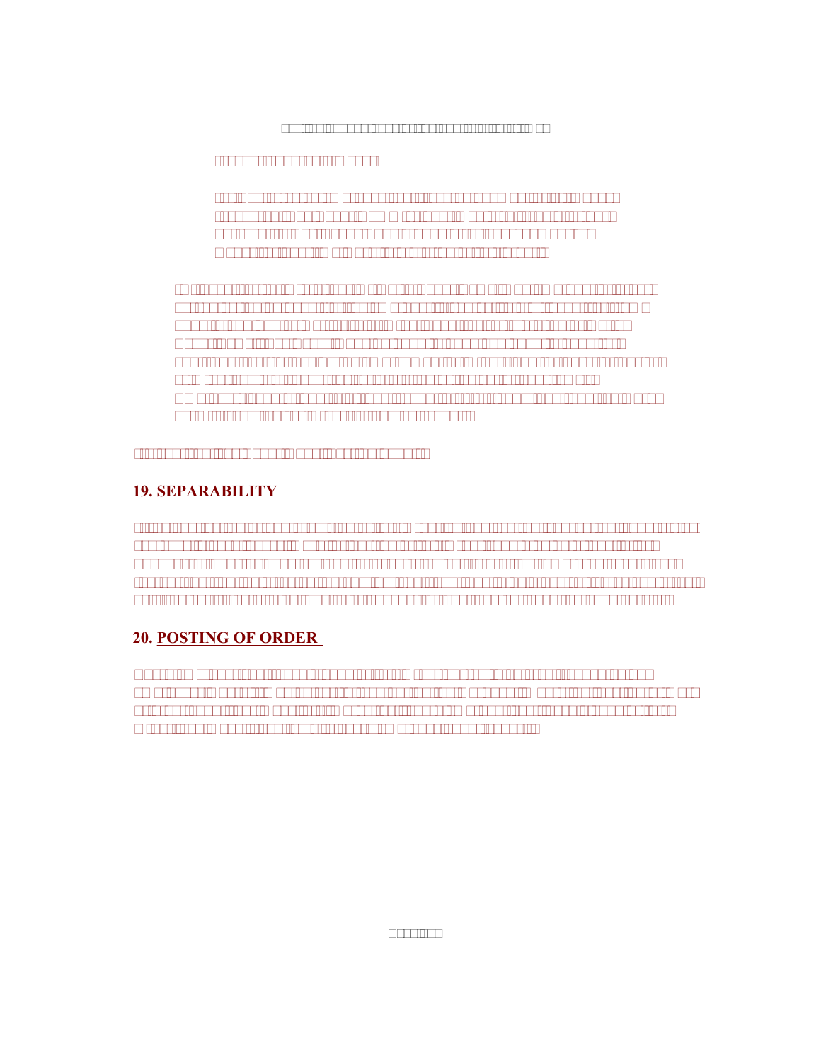## 19. SEPARABILITY

## 20. POSTING OF ORDER